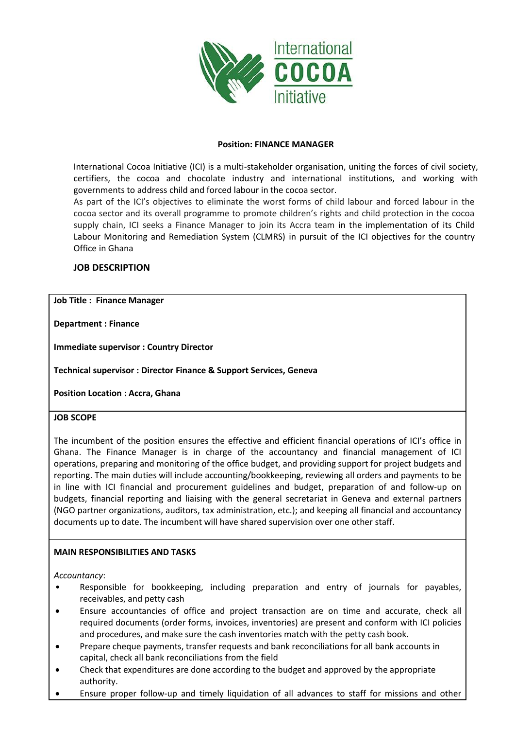**Position: FINANCE MANAGER**

International Cocoa Initiative (ICI) is a multi-stakeholder organisation, uniting the forces of civil society, certifiers, the cocoa and chocolate industry and international institutions, and working with governments to address child and forced labour in the cocoa sector.
As part of the ICI's objectives to eliminate the worst forms of child labour and forced labour in the cocoa sector and its overall programme to promote children's rights and child protection in the cocoa supply chain, ICI seeks a Finance Manager to join its Accra team in the implementation of its Child Labour Monitoring and Remediation System (CLMRS) in pursuit of the ICI objectives for the country Office in Ghana

## JOB DESCRIPTION

**Job Title : Finance Manager**

**Department : Finance**

**Immediate supervisor : Country Director**

**Technical supervisor : Director Finance & Support Services, Geneva**

**Position Location : Accra, Ghana**

### JOB SCOPE

The incumbent of the position ensures the effective and efficient financial operations of ICI's office in Ghana. The Finance Manager is in charge of the accountancy and financial management of ICI operations, preparing and monitoring of the office budget, and providing support for project budgets and reporting. The main duties will include accounting/bookkeeping, reviewing all orders and payments to be in line with ICI financial and procurement guidelines and budget, preparation of and follow-up on budgets, financial reporting and liaising with the general secretariat in Geneva and external partners (NGO partner organizations, auditors, tax administration, etc.); and keeping all financial and accountancy documents up to date. The incumbent will have shared supervision over one other staff.

### MAIN RESPONSIBILITIES AND TASKS

*Accountancy*:

- Responsible for bookkeeping, including preparation and entry of journals for payables, receivables, and petty cash
- Ensure accountancies of office and project transaction are on time and accurate, check all required documents (order forms, invoices, inventories) are present and conform with ICI policies and procedures, and make sure the cash inventories match with the petty cash book.
- Prepare cheque payments, transfer requests and bank reconciliations for all bank accounts in capital, check all bank reconciliations from the field
- Check that expenditures are done according to the budget and approved by the appropriate authority.
- Ensure proper follow-up and timely liquidation of all advances to staff for missions and other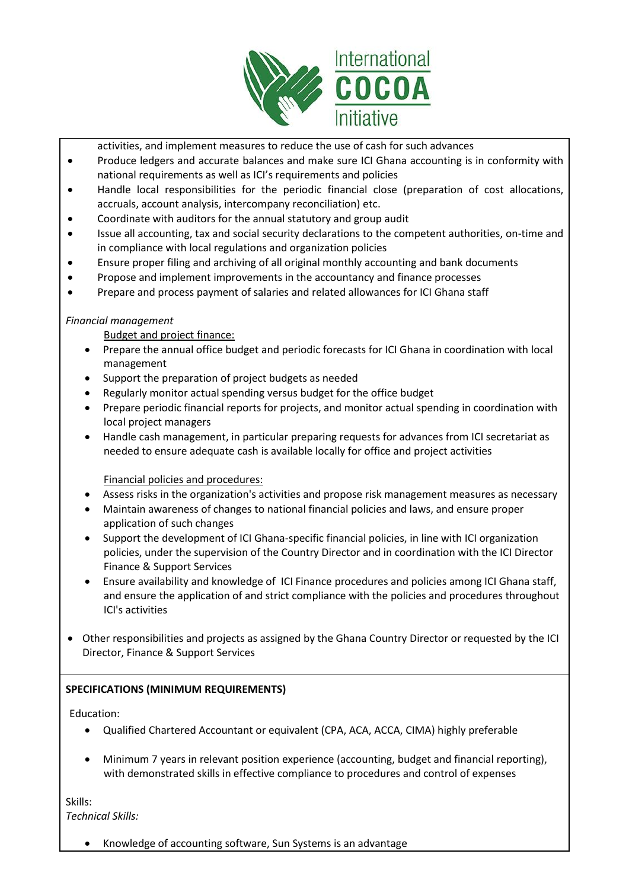activities, and implement measures to reduce the use of cash for such advances

- Produce ledgers and accurate balances and make sure ICI Ghana accounting is in conformity with national requirements as well as ICI's requirements and policies
- Handle local responsibilities for the periodic financial close (preparation of cost allocations, accruals, account analysis, intercompany reconciliation) etc.
- Coordinate with auditors for the annual statutory and group audit
- Issue all accounting, tax and social security declarations to the competent authorities, on-time and in compliance with local regulations and organization policies
- Ensure proper filing and archiving of all original monthly accounting and bank documents
- Propose and implement improvements in the accountancy and finance processes
- Prepare and process payment of salaries and related allowances for ICI Ghana staff

*Financial management*

Budget and project finance:

- Prepare the annual office budget and periodic forecasts for ICI Ghana in coordination with local management
- Support the preparation of project budgets as needed
- Regularly monitor actual spending versus budget for the office budget
- Prepare periodic financial reports for projects, and monitor actual spending in coordination with local project managers
- Handle cash management, in particular preparing requests for advances from ICI secretariat as needed to ensure adequate cash is available locally for office and project activities

Financial policies and procedures:

- Assess risks in the organization's activities and propose risk management measures as necessary
- Maintain awareness of changes to national financial policies and laws, and ensure proper application of such changes
- Support the development of ICI Ghana-specific financial policies, in line with ICI organization policies, under the supervision of the Country Director and in coordination with the ICI Director Finance & Support Services
- Ensure availability and knowledge of ICI Finance procedures and policies among ICI Ghana staff, and ensure the application of and strict compliance with the policies and procedures throughout ICI's activities

- Other responsibilities and projects as assigned by the Ghana Country Director or requested by the ICI Director, Finance & Support Services

**SPECIFICATIONS (MINIMUM REQUIREMENTS)**

Education:

- Qualified Chartered Accountant or equivalent (CPA, ACA, ACCA, CIMA) highly preferable
- Minimum 7 years in relevant position experience (accounting, budget and financial reporting), with demonstrated skills in effective compliance to procedures and control of expenses

Skills:

*Technical Skills:*

- Knowledge of accounting software, Sun Systems is an advantage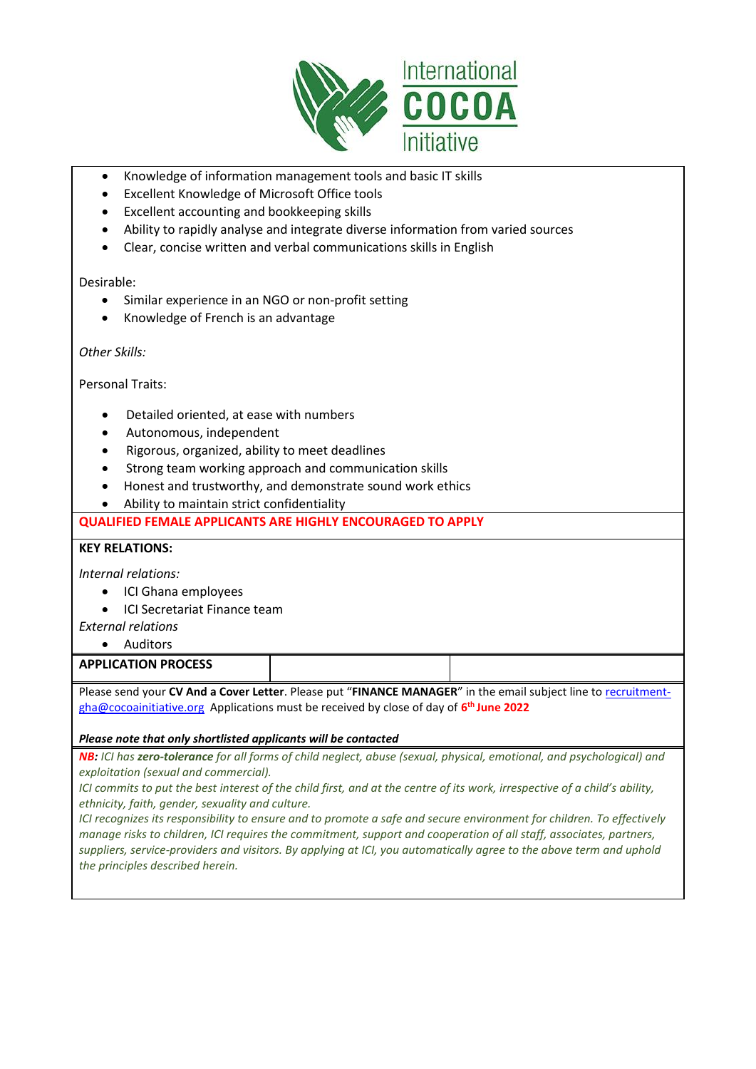- Knowledge of information management tools and basic IT skills
- Excellent Knowledge of Microsoft Office tools
- Excellent accounting and bookkeeping skills
- Ability to rapidly analyse and integrate diverse information from varied sources
- Clear, concise written and verbal communications skills in English

Desirable:

- Similar experience in an NGO or non-profit setting
- Knowledge of French is an advantage

*Other Skills:*

Personal Traits:

- Detailed oriented, at ease with numbers
- Autonomous, independent
- Rigorous, organized, ability to meet deadlines
- Strong team working approach and communication skills
- Honest and trustworthy, and demonstrate sound work ethics
- Ability to maintain strict confidentiality

**QUALIFIED FEMALE APPLICANTS ARE HIGHLY ENCOURAGED TO APPLY**

**KEY RELATIONS:**

*Internal relations:*

- ICI Ghana employees
- ICI Secretariat Finance team

*External relations*

- Auditors

**APPLICATION PROCESS**

Please send your **CV And a Cover Letter**. Please put "**FINANCE MANAGER**" in the email subject line to recruitment-gha@cocoainitiative.org Applications must be received by close of day of **6th June 2022**

***Please note that only shortlisted applicants will be contacted***

***NB:*** *ICI has* ***zero-tolerance*** *for all forms of child neglect, abuse (sexual, physical, emotional, and psychological) and exploitation (sexual and commercial).*

*ICI commits to put the best interest of the child first, and at the centre of its work, irrespective of a child's ability, ethnicity, faith, gender, sexuality and culture.*

*ICI recognizes its responsibility to ensure and to promote a safe and secure environment for children. To effectively manage risks to children, ICI requires the commitment, support and cooperation of all staff, associates, partners, suppliers, service-providers and visitors. By applying at ICI, you automatically agree to the above term and uphold the principles described herein.*